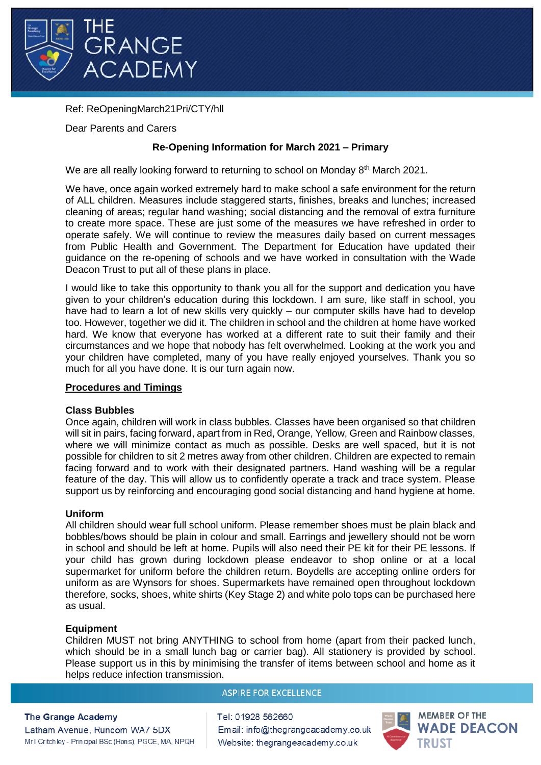Ref: ReOpeningMarch21Pri/CTY/hll

Dear Parents and Carers

**Re-Opening Information for March 2021 – Primary**

We are all really looking forward to returning to school on Monday 8th March 2021.

We have, once again worked extremely hard to make school a safe environment for the return of ALL children. Measures include staggered starts, finishes, breaks and lunches; increased cleaning of areas; regular hand washing; social distancing and the removal of extra furniture to create more space. These are just some of the measures we have refreshed in order to operate safely. We will continue to review the measures daily based on current messages from Public Health and Government. The Department for Education have updated their guidance on the re-opening of schools and we have worked in consultation with the Wade Deacon Trust to put all of these plans in place.

I would like to take this opportunity to thank you all for the support and dedication you have given to your children's education during this lockdown. I am sure, like staff in school, you have had to learn a lot of new skills very quickly – our computer skills have had to develop too. However, together we did it. The children in school and the children at home have worked hard. We know that everyone has worked at a different rate to suit their family and their circumstances and we hope that nobody has felt overwhelmed. Looking at the work you and your children have completed, many of you have really enjoyed yourselves. Thank you so much for all you have done. It is our turn again now.

**<u>Procedures and Timings</u>**

**Class Bubbles**

Once again, children will work in class bubbles. Classes have been organised so that children will sit in pairs, facing forward, apart from in Red, Orange, Yellow, Green and Rainbow classes, where we will minimize contact as much as possible. Desks are well spaced, but it is not possible for children to sit 2 metres away from other children. Children are expected to remain facing forward and to work with their designated partners. Hand washing will be a regular feature of the day. This will allow us to confidently operate a track and trace system. Please support us by reinforcing and encouraging good social distancing and hand hygiene at home.

**Uniform**

All children should wear full school uniform. Please remember shoes must be plain black and bobbles/bows should be plain in colour and small. Earrings and jewellery should not be worn in school and should be left at home. Pupils will also need their PE kit for their PE lessons. If your child has grown during lockdown please endeavor to shop online or at a local supermarket for uniform before the children return. Boydells are accepting online orders for uniform as are Wynsors for shoes. Supermarkets have remained open throughout lockdown therefore, socks, shoes, white shirts (Key Stage 2) and white polo tops can be purchased here as usual.

**Equipment**

Children MUST not bring ANYTHING to school from home (apart from their packed lunch, which should be in a small lunch bag or carrier bag). All stationery is provided by school. Please support us in this by minimising the transfer of items between school and home as it helps reduce infection transmission.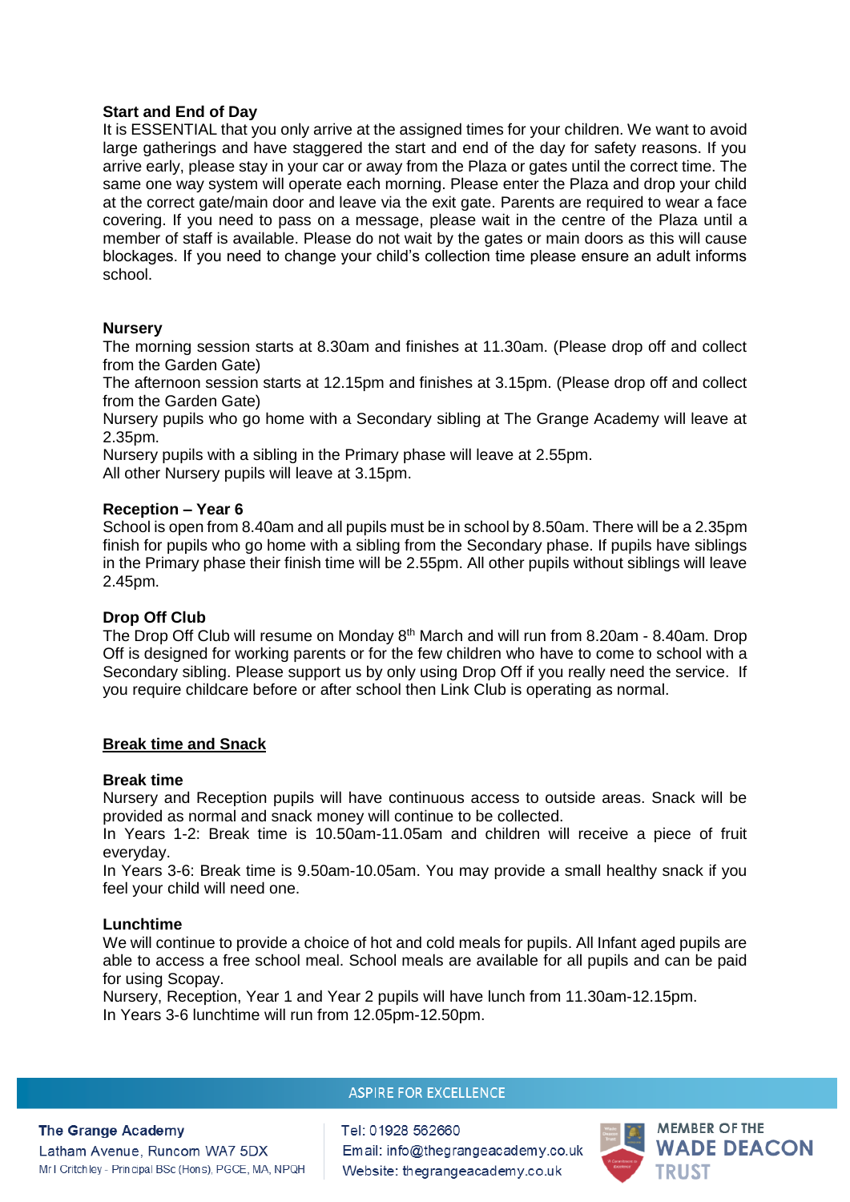**Start and End of Day**

It is ESSENTIAL that you only arrive at the assigned times for your children. We want to avoid large gatherings and have staggered the start and end of the day for safety reasons. If you arrive early, please stay in your car or away from the Plaza or gates until the correct time. The same one way system will operate each morning. Please enter the Plaza and drop your child at the correct gate/main door and leave via the exit gate. Parents are required to wear a face covering. If you need to pass on a message, please wait in the centre of the Plaza until a member of staff is available. Please do not wait by the gates or main doors as this will cause blockages. If you need to change your child's collection time please ensure an adult informs school.

**Nursery**

The morning session starts at 8.30am and finishes at 11.30am. (Please drop off and collect from the Garden Gate)

The afternoon session starts at 12.15pm and finishes at 3.15pm. (Please drop off and collect from the Garden Gate)

Nursery pupils who go home with a Secondary sibling at The Grange Academy will leave at 2.35pm.

Nursery pupils with a sibling in the Primary phase will leave at 2.55pm.

All other Nursery pupils will leave at 3.15pm.

**Reception – Year 6**

School is open from 8.40am and all pupils must be in school by 8.50am. There will be a 2.35pm finish for pupils who go home with a sibling from the Secondary phase. If pupils have siblings in the Primary phase their finish time will be 2.55pm. All other pupils without siblings will leave 2.45pm.

**Drop Off Club**

The Drop Off Club will resume on Monday 8th March and will run from 8.20am - 8.40am. Drop Off is designed for working parents or for the few children who have to come to school with a Secondary sibling. Please support us by only using Drop Off if you really need the service. If you require childcare before or after school then Link Club is operating as normal.

**<u>Break time and Snack</u>**

**Break time**

Nursery and Reception pupils will have continuous access to outside areas. Snack will be provided as normal and snack money will continue to be collected.

In Years 1-2: Break time is 10.50am-11.05am and children will receive a piece of fruit everyday.

In Years 3-6: Break time is 9.50am-10.05am. You may provide a small healthy snack if you feel your child will need one.

**Lunchtime**

We will continue to provide a choice of hot and cold meals for pupils. All Infant aged pupils are able to access a free school meal. School meals are available for all pupils and can be paid for using Scopay.

Nursery, Reception, Year 1 and Year 2 pupils will have lunch from 11.30am-12.15pm.

In Years 3-6 lunchtime will run from 12.05pm-12.50pm.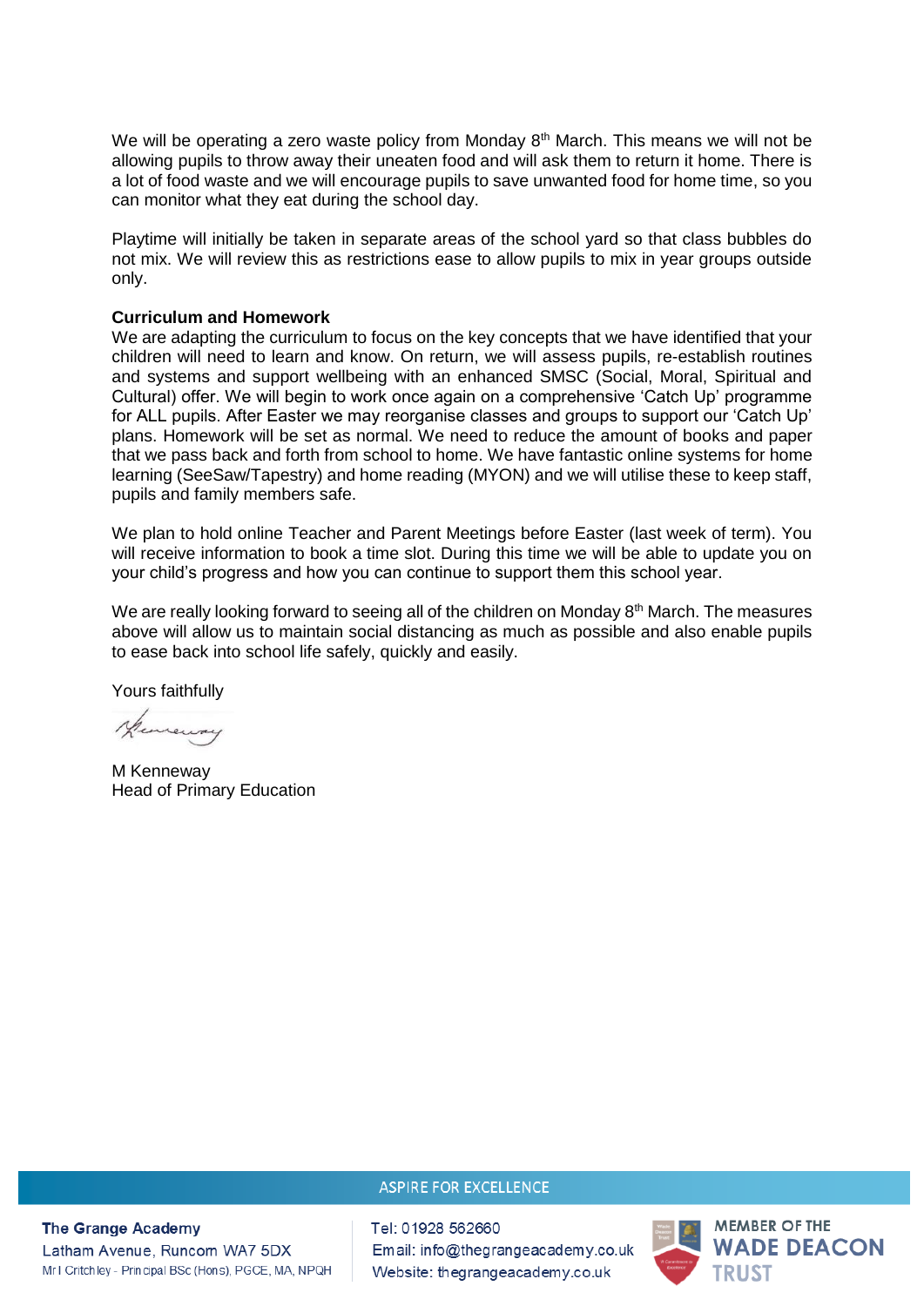We will be operating a zero waste policy from Monday 8th March. This means we will not be allowing pupils to throw away their uneaten food and will ask them to return it home. There is a lot of food waste and we will encourage pupils to save unwanted food for home time, so you can monitor what they eat during the school day.

Playtime will initially be taken in separate areas of the school yard so that class bubbles do not mix. We will review this as restrictions ease to allow pupils to mix in year groups outside only.

**Curriculum and Homework**

We are adapting the curriculum to focus on the key concepts that we have identified that your children will need to learn and know. On return, we will assess pupils, re-establish routines and systems and support wellbeing with an enhanced SMSC (Social, Moral, Spiritual and Cultural) offer. We will begin to work once again on a comprehensive 'Catch Up' programme for ALL pupils. After Easter we may reorganise classes and groups to support our 'Catch Up' plans. Homework will be set as normal. We need to reduce the amount of books and paper that we pass back and forth from school to home. We have fantastic online systems for home learning (SeeSaw/Tapestry) and home reading (MYON) and we will utilise these to keep staff, pupils and family members safe.

We plan to hold online Teacher and Parent Meetings before Easter (last week of term). You will receive information to book a time slot. During this time we will be able to update you on your child's progress and how you can continue to support them this school year.

We are really looking forward to seeing all of the children on Monday 8th March. The measures above will allow us to maintain social distancing as much as possible and also enable pupils to ease back into school life safely, quickly and easily.

Yours faithfully

M Kenneway
Head of Primary Education

ASPIRE FOR EXCELLENCE

The Grange Academy
Latham Avenue, Runcorn WA7 5DX
Mr I Critchley - Principal BSc (Hons), PGCE, MA, NPQH

Tel: 01928 562660
Email: info@thegrangeacademy.co.uk
Website: thegrangeacademy.co.uk

MEMBER OF THE WADE DEACON TRUST